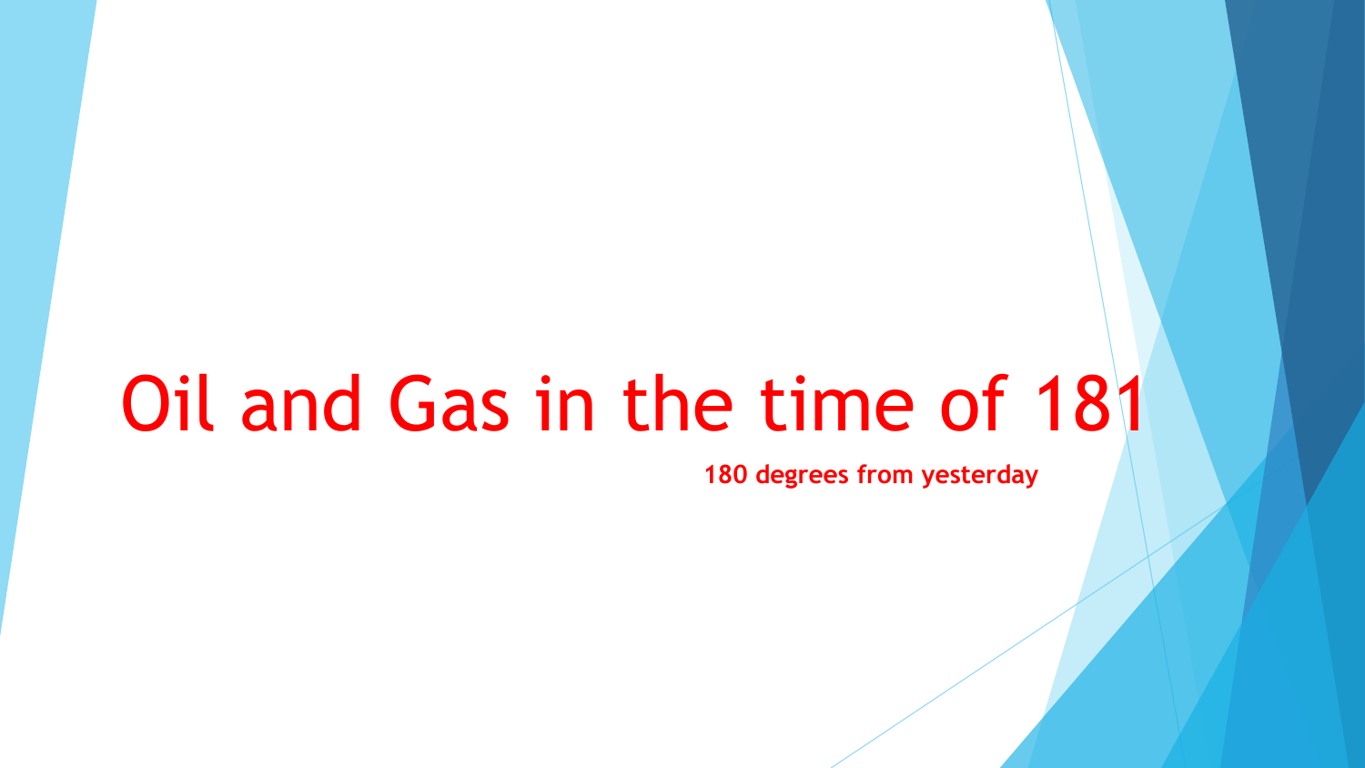# Oil and Gas in the time of 181

**180 degrees from yesterday**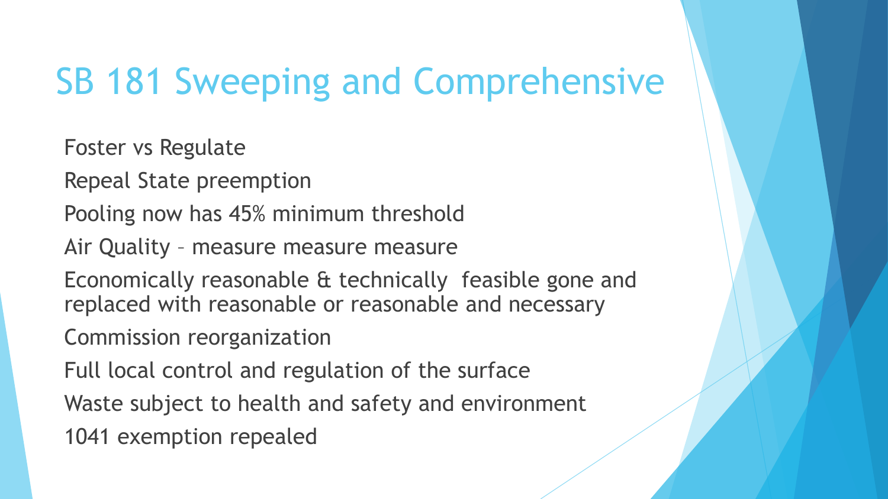# SB 181 Sweeping and Comprehensive

- Foster vs Regulate
- Repeal State preemption
- Pooling now has 45% minimum threshold
- Air Quality – measure measure measure
- Economically reasonable & technically feasible gone and replaced with reasonable or reasonable and necessary
- Commission reorganization
- Full local control and regulation of the surface
- Waste subject to health and safety and environment
- 1041 exemption repealed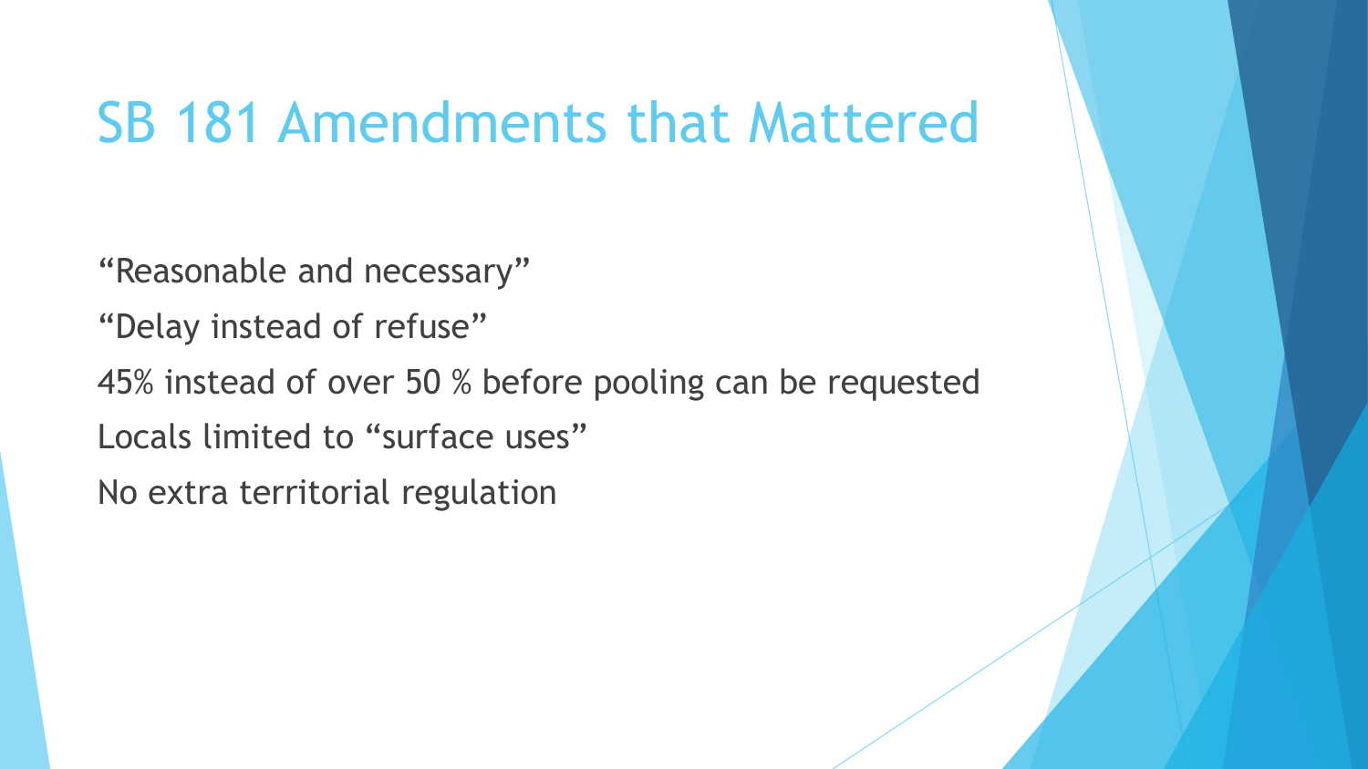# SB 181 Amendments that Mattered

“Reasonable and necessary”

“Delay instead of refuse”

45% instead of over 50 % before pooling can be requested

Locals limited to “surface uses”

No extra territorial regulation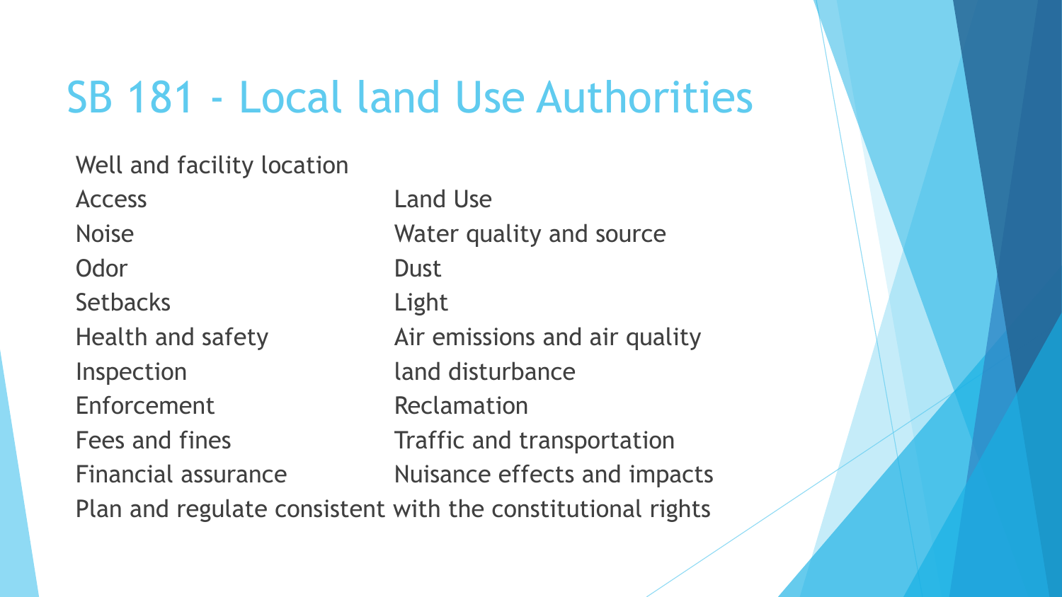# SB 181 - Local land Use Authorities

Well and facility location

- Access
- Noise
- Odor
- Setbacks
- Health and safety
- Inspection
- Enforcement
- Fees and fines
- Financial assurance
- Land Use
- Water quality and source
- Dust
- Light
- Air emissions and air quality
- land disturbance
- Reclamation
- Traffic and transportation
- Nuisance effects and impacts

Plan and regulate consistent with the constitutional rights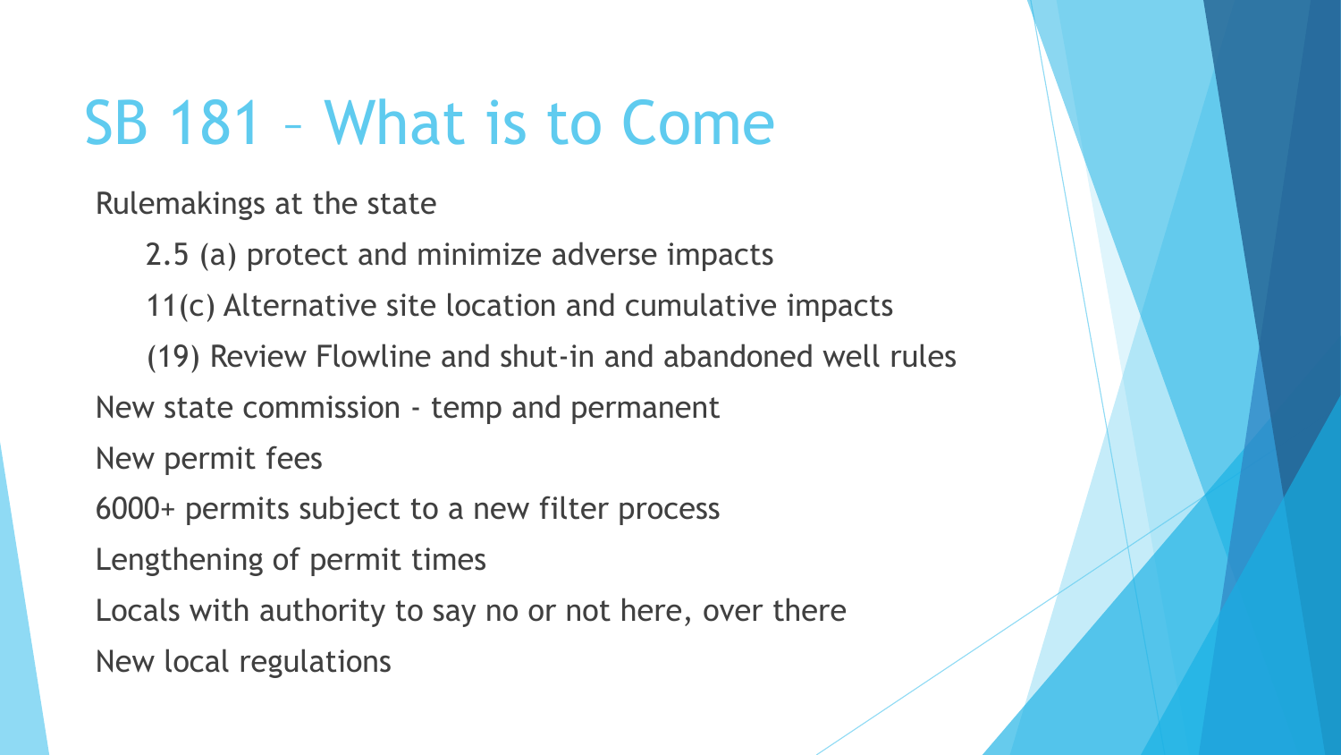# SB 181 – What is to Come

- Rulemakings at the state
  - 2.5 (a) protect and minimize adverse impacts
  - 11(c) Alternative site location and cumulative impacts
  - (19) Review Flowline and shut-in and abandoned well rules
- New state commission - temp and permanent
- New permit fees
- 6000+ permits subject to a new filter process
- Lengthening of permit times
- Locals with authority to say no or not here, over there
- New local regulations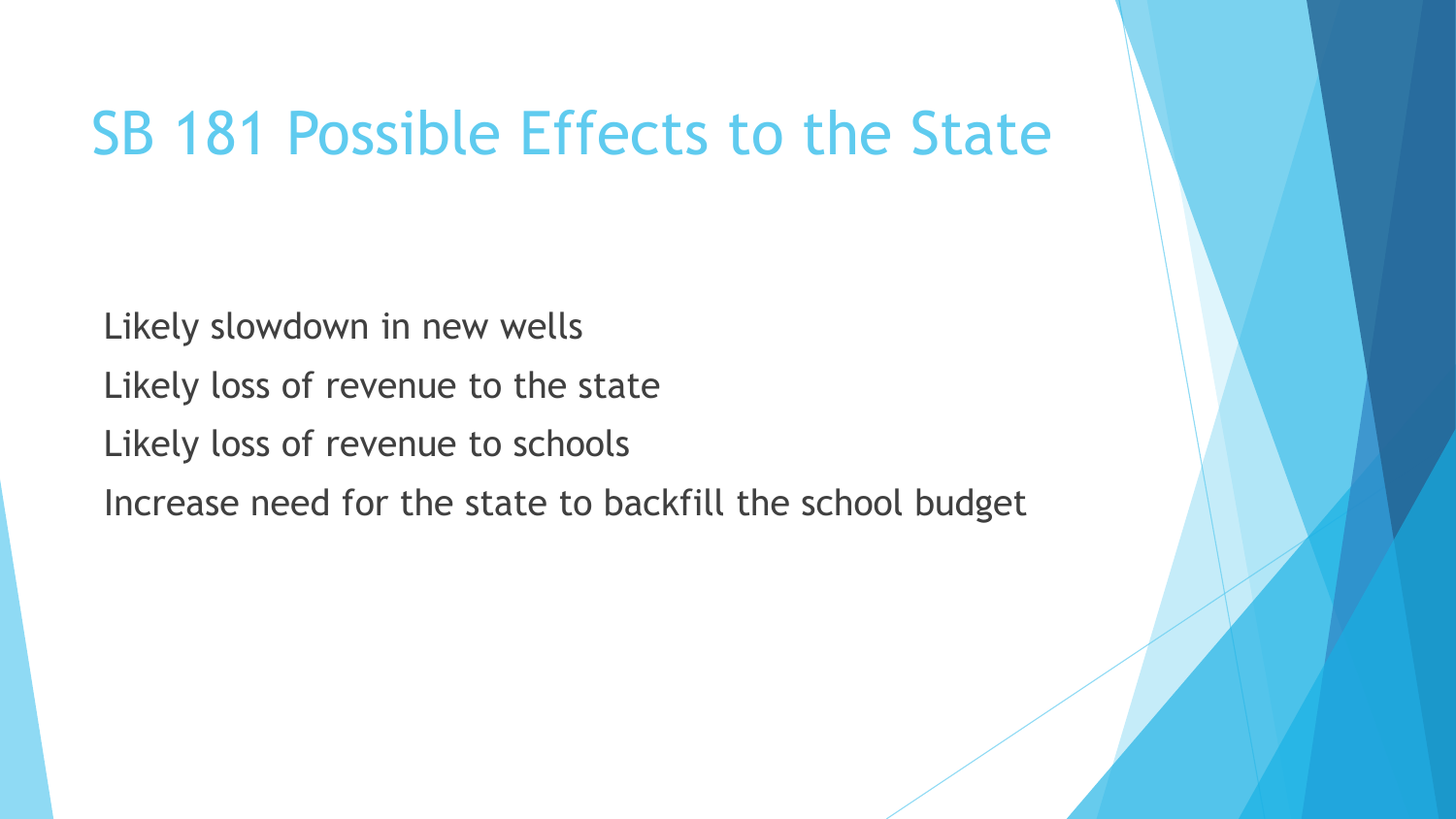# SB 181 Possible Effects to the State

- Likely slowdown in new wells
- Likely loss of revenue to the state
- Likely loss of revenue to schools
- Increase need for the state to backfill the school budget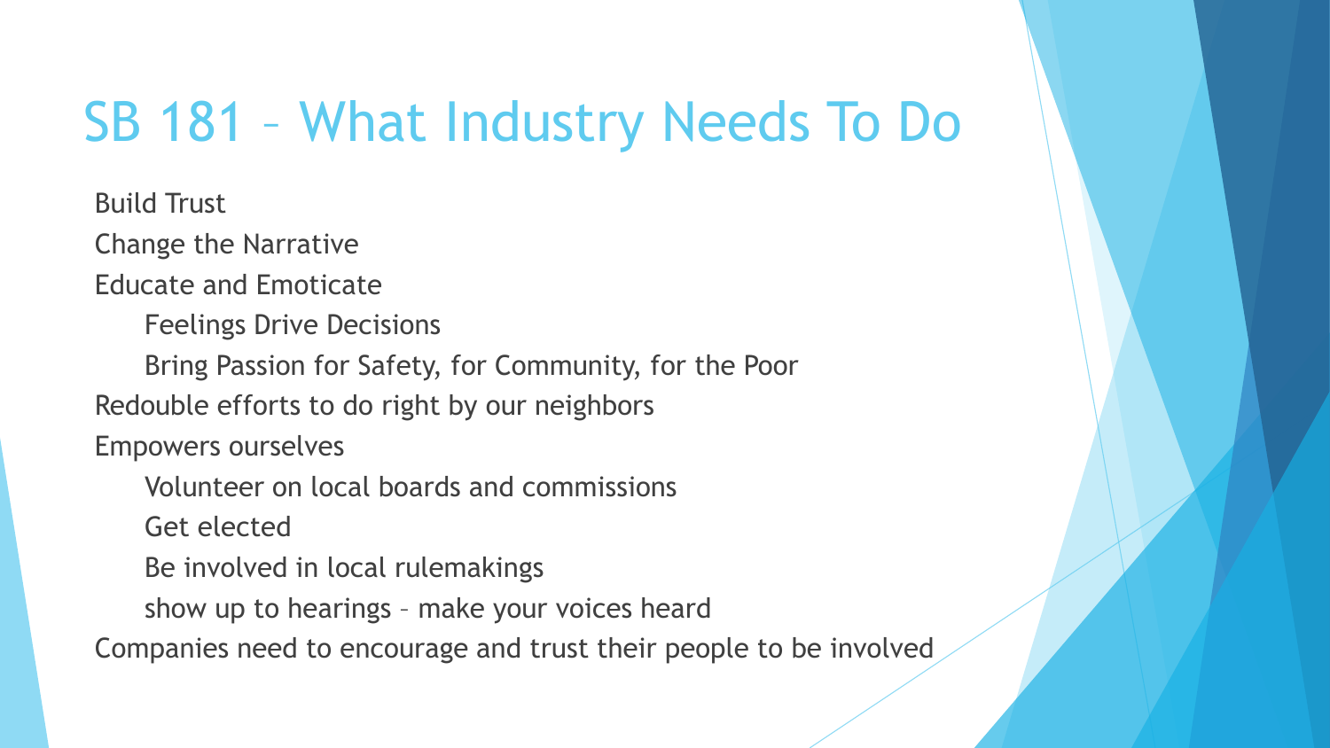# SB 181 – What Industry Needs To Do

- Build Trust
- Change the Narrative
- Educate and Emoticate
  - Feelings Drive Decisions
  - Bring Passion for Safety, for Community, for the Poor
- Redouble efforts to do right by our neighbors
- Empowers ourselves
  - Volunteer on local boards and commissions
  - Get elected
  - Be involved in local rulemakings
  - show up to hearings – make your voices heard
- Companies need to encourage and trust their people to be involved